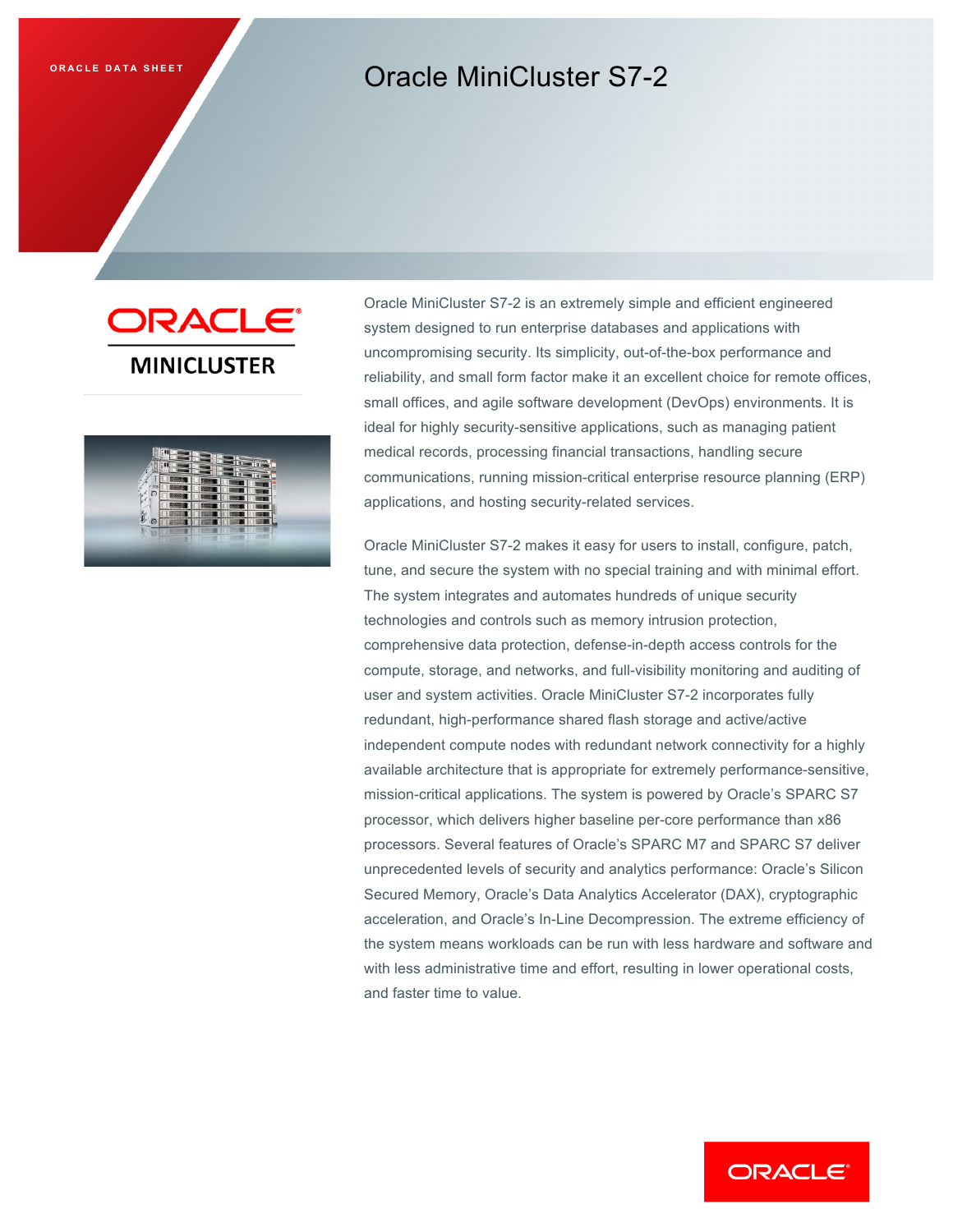ORACLE DATA SHEET

# Oracle MiniCluster S7-2

ORACLE MINICLUSTER

Oracle MiniCluster S7-2 is an extremely simple and efficient engineered system designed to run enterprise databases and applications with uncompromising security. Its simplicity, out-of-the-box performance and reliability, and small form factor make it an excellent choice for remote offices, small offices, and agile software development (DevOps) environments. It is ideal for highly security-sensitive applications, such as managing patient medical records, processing financial transactions, handling secure communications, running mission-critical enterprise resource planning (ERP) applications, and hosting security-related services.

Oracle MiniCluster S7-2 makes it easy for users to install, configure, patch, tune, and secure the system with no special training and with minimal effort. The system integrates and automates hundreds of unique security technologies and controls such as memory intrusion protection, comprehensive data protection, defense-in-depth access controls for the compute, storage, and networks, and full-visibility monitoring and auditing of user and system activities. Oracle MiniCluster S7-2 incorporates fully redundant, high-performance shared flash storage and active/active independent compute nodes with redundant network connectivity for a highly available architecture that is appropriate for extremely performance-sensitive, mission-critical applications. The system is powered by Oracle's SPARC S7 processor, which delivers higher baseline per-core performance than x86 processors. Several features of Oracle's SPARC M7 and SPARC S7 deliver unprecedented levels of security and analytics performance: Oracle's Silicon Secured Memory, Oracle's Data Analytics Accelerator (DAX), cryptographic acceleration, and Oracle's In-Line Decompression. The extreme efficiency of the system means workloads can be run with less hardware and software and with less administrative time and effort, resulting in lower operational costs, and faster time to value.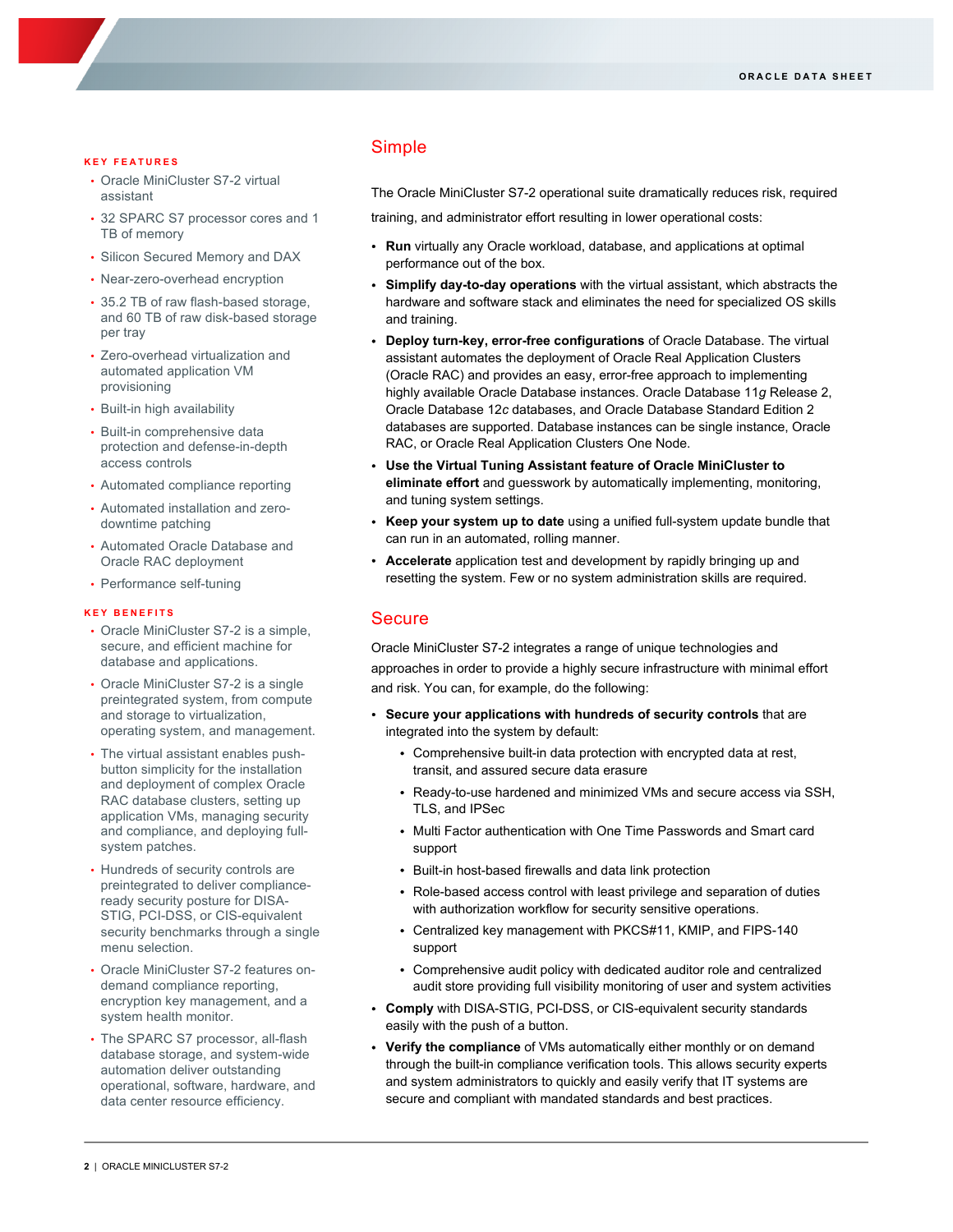#### KEY FEATURES

- Oracle MiniCluster S7-2 virtual assistant
- 32 SPARC S7 processor cores and 1 TB of memory
- Silicon Secured Memory and DAX
- Near-zero-overhead encryption
- 35.2 TB of raw flash-based storage, and 60 TB of raw disk-based storage per tray
- Zero-overhead virtualization and automated application VM provisioning
- Built-in high availability
- Built-in comprehensive data protection and defense-in-depth access controls
- Automated compliance reporting
- Automated installation and zero-downtime patching
- Automated Oracle Database and Oracle RAC deployment
- Performance self-tuning

#### KEY BENEFITS

- Oracle MiniCluster S7-2 is a simple, secure, and efficient machine for database and applications.
- Oracle MiniCluster S7-2 is a single preintegrated system, from compute and storage to virtualization, operating system, and management.
- The virtual assistant enables push-button simplicity for the installation and deployment of complex Oracle RAC database clusters, setting up application VMs, managing security and compliance, and deploying full-system patches.
- Hundreds of security controls are preintegrated to deliver compliance-ready security posture for DISA-STIG, PCI-DSS, or CIS-equivalent security benchmarks through a single menu selection.
- Oracle MiniCluster S7-2 features on-demand compliance reporting, encryption key management, and a system health monitor.
- The SPARC S7 processor, all-flash database storage, and system-wide automation deliver outstanding operational, software, hardware, and data center resource efficiency.

## Simple

The Oracle MiniCluster S7-2 operational suite dramatically reduces risk, required training, and administrator effort resulting in lower operational costs:

- **Run** virtually any Oracle workload, database, and applications at optimal performance out of the box.
- **Simplify day-to-day operations** with the virtual assistant, which abstracts the hardware and software stack and eliminates the need for specialized OS skills and training.
- **Deploy turn-key, error-free configurations** of Oracle Database. The virtual assistant automates the deployment of Oracle Real Application Clusters (Oracle RAC) and provides an easy, error-free approach to implementing highly available Oracle Database instances. Oracle Database 11*g* Release 2, Oracle Database 12*c* databases, and Oracle Database Standard Edition 2 databases are supported. Database instances can be single instance, Oracle RAC, or Oracle Real Application Clusters One Node.
- **Use the Virtual Tuning Assistant feature of Oracle MiniCluster to eliminate effort** and guesswork by automatically implementing, monitoring, and tuning system settings.
- **Keep your system up to date** using a unified full-system update bundle that can run in an automated, rolling manner.
- **Accelerate** application test and development by rapidly bringing up and resetting the system. Few or no system administration skills are required.

## Secure

Oracle MiniCluster S7-2 integrates a range of unique technologies and approaches in order to provide a highly secure infrastructure with minimal effort and risk. You can, for example, do the following:

- **Secure your applications with hundreds of security controls** that are integrated into the system by default:
  - Comprehensive built-in data protection with encrypted data at rest, transit, and assured secure data erasure
  - Ready-to-use hardened and minimized VMs and secure access via SSH, TLS, and IPSec
  - Multi Factor authentication with One Time Passwords and Smart card support
  - Built-in host-based firewalls and data link protection
  - Role-based access control with least privilege and separation of duties with authorization workflow for security sensitive operations.
  - Centralized key management with PKCS#11, KMIP, and FIPS-140 support
  - Comprehensive audit policy with dedicated auditor role and centralized audit store providing full visibility monitoring of user and system activities
- **Comply** with DISA-STIG, PCI-DSS, or CIS-equivalent security standards easily with the push of a button.
- **Verify the compliance** of VMs automatically either monthly or on demand through the built-in compliance verification tools. This allows security experts and system administrators to quickly and easily verify that IT systems are secure and compliant with mandated standards and best practices.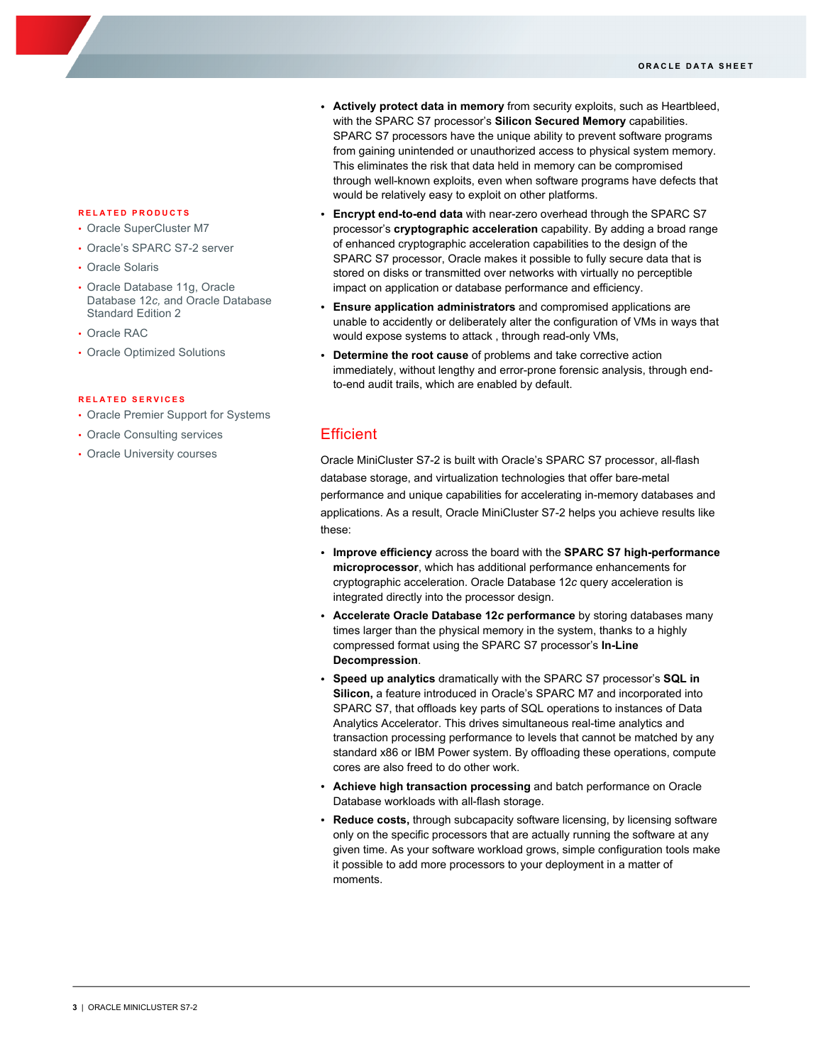- **Actively protect data in memory** from security exploits, such as Heartbleed, with the SPARC S7 processor's **Silicon Secured Memory** capabilities. SPARC S7 processors have the unique ability to prevent software programs from gaining unintended or unauthorized access to physical system memory. This eliminates the risk that data held in memory can be compromised through well-known exploits, even when software programs have defects that would be relatively easy to exploit on other platforms.
- **Encrypt end-to-end data** with near-zero overhead through the SPARC S7 processor's **cryptographic acceleration** capability. By adding a broad range of enhanced cryptographic acceleration capabilities to the design of the SPARC S7 processor, Oracle makes it possible to fully secure data that is stored on disks or transmitted over networks with virtually no perceptible impact on application or database performance and efficiency.
- **Ensure application administrators** and compromised applications are unable to accidently or deliberately alter the configuration of VMs in ways that would expose systems to attack , through read-only VMs,
- **Determine the root cause** of problems and take corrective action immediately, without lengthy and error-prone forensic analysis, through end-to-end audit trails, which are enabled by default.

## Efficient

Oracle MiniCluster S7-2 is built with Oracle's SPARC S7 processor, all-flash database storage, and virtualization technologies that offer bare-metal performance and unique capabilities for accelerating in-memory databases and applications. As a result, Oracle MiniCluster S7-2 helps you achieve results like these:

- **Improve efficiency** across the board with the **SPARC S7 high-performance microprocessor**, which has additional performance enhancements for cryptographic acceleration. Oracle Database 12*c* query acceleration is integrated directly into the processor design.
- **Accelerate Oracle Database 12*c* performance** by storing databases many times larger than the physical memory in the system, thanks to a highly compressed format using the SPARC S7 processor's **In-Line Decompression**.
- **Speed up analytics** dramatically with the SPARC S7 processor's **SQL in Silicon,** a feature introduced in Oracle's SPARC M7 and incorporated into SPARC S7, that offloads key parts of SQL operations to instances of Data Analytics Accelerator. This drives simultaneous real-time analytics and transaction processing performance to levels that cannot be matched by any standard x86 or IBM Power system. By offloading these operations, compute cores are also freed to do other work.
- **Achieve high transaction processing** and batch performance on Oracle Database workloads with all-flash storage.
- **Reduce costs,** through subcapacity software licensing, by licensing software only on the specific processors that are actually running the software at any given time. As your software workload grows, simple configuration tools make it possible to add more processors to your deployment in a matter of moments.

**RELATED PRODUCTS**

- Oracle SuperCluster M7
- Oracle's SPARC S7-2 server
- Oracle Solaris
- Oracle Database 11g, Oracle Database 12*c*, and Oracle Database Standard Edition 2
- Oracle RAC
- Oracle Optimized Solutions

**RELATED SERVICES**

- Oracle Premier Support for Systems
- Oracle Consulting services
- Oracle University courses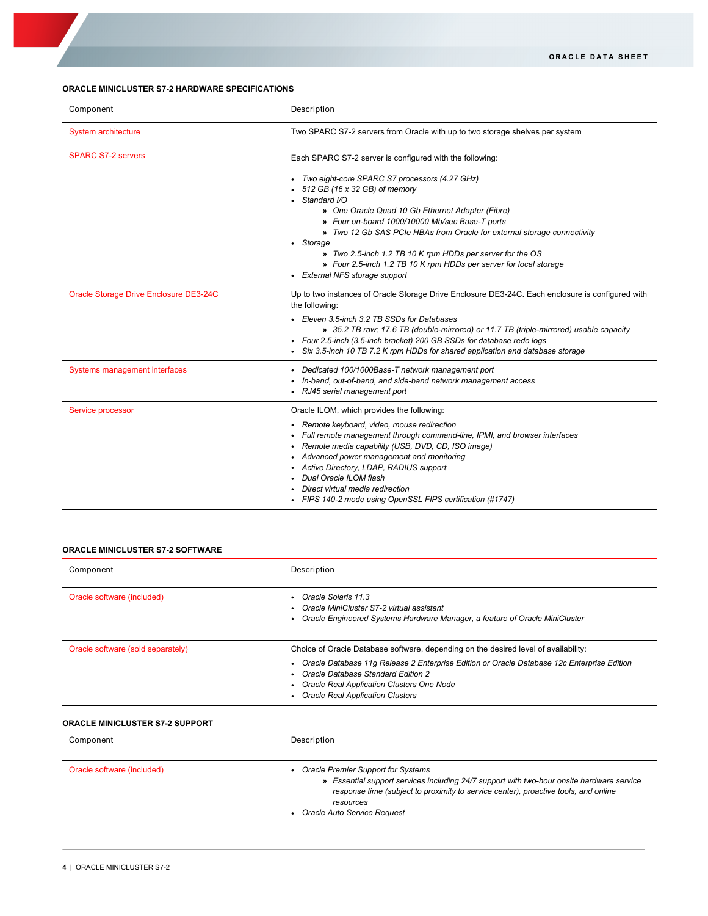## ORACLE MINICLUSTER S7-2 HARDWARE SPECIFICATIONS

| Component | Description |
| --- | --- |
| System architecture | Two SPARC S7-2 servers from Oracle with up to two storage shelves per system |
| SPARC S7-2 servers | Each SPARC S7-2 server is configured with the following:<br>• *Two eight-core SPARC S7 processors (4.27 GHz)*<br>• *512 GB (16 x 32 GB) of memory*<br>• *Standard I/O*<br>  » *One Oracle Quad 10 Gb Ethernet Adapter (Fibre)*<br>  » *Four on-board 1000/10000 Mb/sec Base-T ports*<br>  » *Two 12 Gb SAS PCIe HBAs from Oracle for external storage connectivity*<br>• *Storage*<br>  » *Two 2.5-inch 1.2 TB 10 K rpm HDDs per server for the OS*<br>  » *Four 2.5-inch 1.2 TB 10 K rpm HDDs per server for local storage*<br>• *External NFS storage support* |
| Oracle Storage Drive Enclosure DE3-24C | Up to two instances of Oracle Storage Drive Enclosure DE3-24C. Each enclosure is configured with the following:<br>• *Eleven 3.5-inch 3.2 TB SSDs for Databases*<br>  » *35.2 TB raw; 17.6 TB (double-mirrored) or 11.7 TB (triple-mirrored) usable capacity*<br>• *Four 2.5-inch (3.5-inch bracket) 200 GB SSDs for database redo logs*<br>• *Six 3.5-inch 10 TB 7.2 K rpm HDDs for shared application and database storage* |
| Systems management interfaces | • *Dedicated 100/1000Base-T network management port*<br>• *In-band, out-of-band, and side-band network management access*<br>• *RJ45 serial management port* |
| Service processor | Oracle ILOM, which provides the following:<br>• *Remote keyboard, video, mouse redirection*<br>• *Full remote management through command-line, IPMI, and browser interfaces*<br>• *Remote media capability (USB, DVD, CD, ISO image)*<br>• *Advanced power management and monitoring*<br>• *Active Directory, LDAP, RADIUS support*<br>• *Dual Oracle ILOM flash*<br>• *Direct virtual media redirection*<br>• *FIPS 140-2 mode using OpenSSL FIPS certification (#1747)* |

## ORACLE MINICLUSTER S7-2 SOFTWARE

| Component | Description |
| --- | --- |
| Oracle software (included) | • *Oracle Solaris 11.3*<br>• *Oracle MiniCluster S7-2 virtual assistant*<br>• *Oracle Engineered Systems Hardware Manager, a feature of Oracle MiniCluster* |
| Oracle software (sold separately) | Choice of Oracle Database software, depending on the desired level of availability:<br>• *Oracle Database 11g Release 2 Enterprise Edition or Oracle Database 12c Enterprise Edition*<br>• *Oracle Database Standard Edition 2*<br>• *Oracle Real Application Clusters One Node*<br>• *Oracle Real Application Clusters* |

## ORACLE MINICLUSTER S7-2 SUPPORT

| Component | Description |
| --- | --- |
| Oracle software (included) | • *Oracle Premier Support for Systems*<br>  » *Essential support services including 24/7 support with two-hour onsite hardware service response time (subject to proximity to service center), proactive tools, and online resources*<br>• *Oracle Auto Service Request* |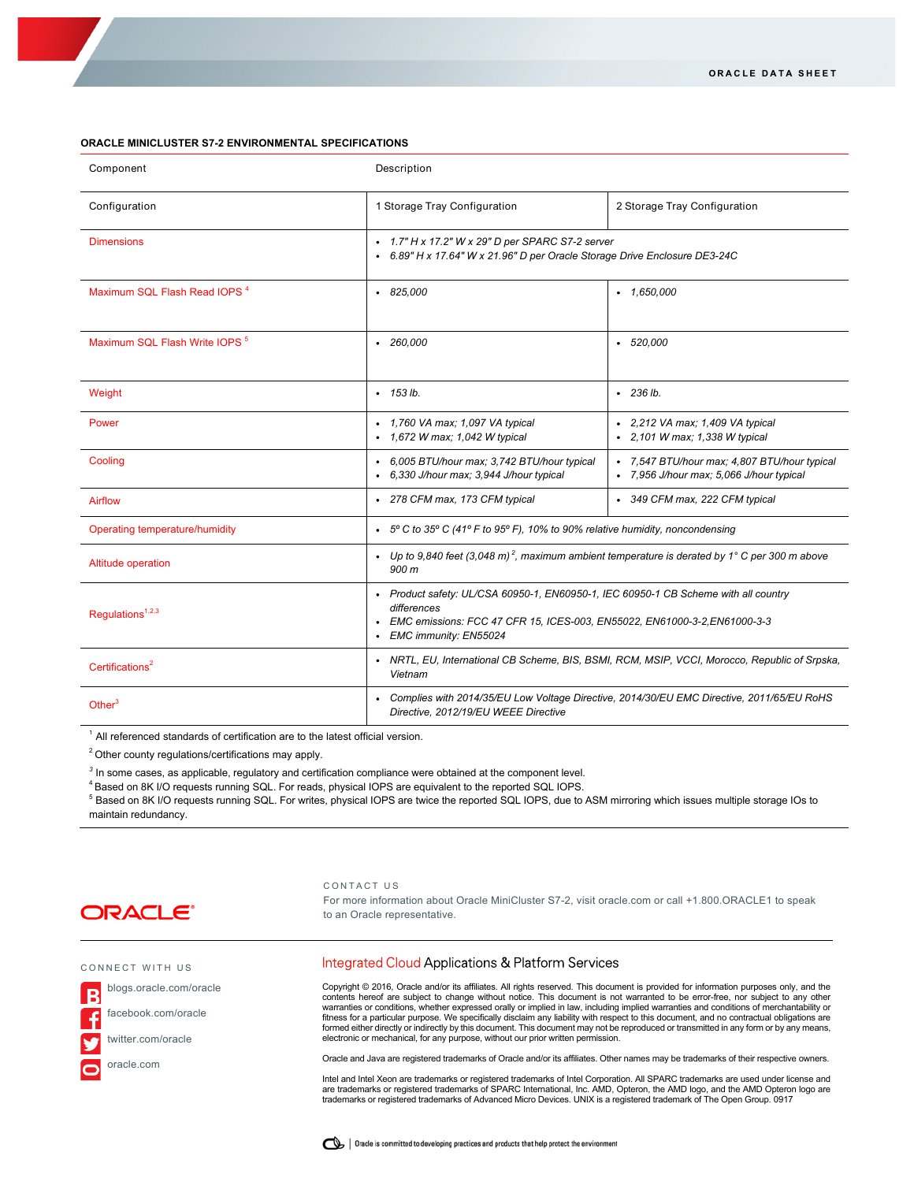**ORACLE MINICLUSTER S7-2 ENVIRONMENTAL SPECIFICATIONS**

| Component | Description | |
|---|---|---|
| Configuration | 1 Storage Tray Configuration | 2 Storage Tray Configuration |
| Dimensions | • *1.7" H x 17.2" W x 29" D per SPARC S7-2 server*<br>• *6.89" H x 17.64" W x 21.96" D per Oracle Storage Drive Enclosure DE3-24C* | |
| Maximum SQL Flash Read IOPS [4] | • *825,000* | • *1,650,000* |
| Maximum SQL Flash Write IOPS [5] | • *260,000* | • *520,000* |
| Weight | • *153 lb.* | • *236 lb.* |
| Power | • *1,760 VA max; 1,097 VA typical*<br>• *1,672 W max; 1,042 W typical* | • *2,212 VA max; 1,409 VA typical*<br>• *2,101 W max; 1,338 W typical* |
| Cooling | • *6,005 BTU/hour max; 3,742 BTU/hour typical*<br>• *6,330 J/hour max; 3,944 J/hour typical* | • *7,547 BTU/hour max; 4,807 BTU/hour typical*<br>• *7,956 J/hour max; 5,066 J/hour typical* |
| Airflow | • *278 CFM max, 173 CFM typical* | • *349 CFM max, 222 CFM typical* |
| Operating temperature/humidity | • *5º C to 35º C (41º F to 95º F), 10% to 90% relative humidity, noncondensing* | |
| Altitude operation | • *Up to 9,840 feet (3,048 m)* [2]*, maximum ambient temperature is derated by 1° C per 300 m above 900 m* | |
| Regulations [1,2,3] | • *Product safety: UL/CSA 60950-1, EN60950-1, IEC 60950-1 CB Scheme with all country differences*<br>• *EMC emissions: FCC 47 CFR 15, ICES-003, EN55022, EN61000-3-2,EN61000-3-3*<br>• *EMC immunity: EN55024* | |
| Certifications [2] | • *NRTL, EU, International CB Scheme, BIS, BSMI, RCM, MSIP, VCCI, Morocco, Republic of Srpska, Vietnam* | |
| Other [3] | • *Complies with 2014/35/EU Low Voltage Directive, 2014/30/EU EMC Directive, 2011/65/EU RoHS Directive, 2012/19/EU WEEE Directive* | |

[1] All referenced standards of certification are to the latest official version.

[2] Other county regulations/certifications may apply.

[3] In some cases, as applicable, regulatory and certification compliance were obtained at the component level.

[4] Based on 8K I/O requests running SQL. For reads, physical IOPS are equivalent to the reported SQL IOPS.

[5] Based on 8K I/O requests running SQL. For writes, physical IOPS are twice the reported SQL IOPS, due to ASM mirroring which issues multiple storage IOs to maintain redundancy.

ORACLE

CONTACT US

For more information about Oracle MiniCluster S7-2, visit oracle.com or call +1.800.ORACLE1 to speak to an Oracle representative.

CONNECT WITH US

blogs.oracle.com/oracle

facebook.com/oracle

twitter.com/oracle

oracle.com

Integrated Cloud Applications & Platform Services

Copyright © 2016, Oracle and/or its affiliates. All rights reserved. This document is provided for information purposes only, and the contents hereof are subject to change without notice. This document is not warranted to be error-free, nor subject to any other warranties or conditions, whether expressed orally or implied in law, including implied warranties and conditions of merchantability or fitness for a particular purpose. We specifically disclaim any liability with respect to this document, and no contractual obligations are formed either directly or indirectly by this document. This document may not be reproduced or transmitted in any form or by any means, electronic or mechanical, for any purpose, without our prior written permission.

Oracle and Java are registered trademarks of Oracle and/or its affiliates. Other names may be trademarks of their respective owners.

Intel and Intel Xeon are trademarks or registered trademarks of Intel Corporation. All SPARC trademarks are used under license and are trademarks or registered trademarks of SPARC International, Inc. AMD, Opteron, the AMD logo, and the AMD Opteron logo are trademarks or registered trademarks of Advanced Micro Devices. UNIX is a registered trademark of The Open Group. 0917

Oracle is committed to developing practices and products that help protect the environment